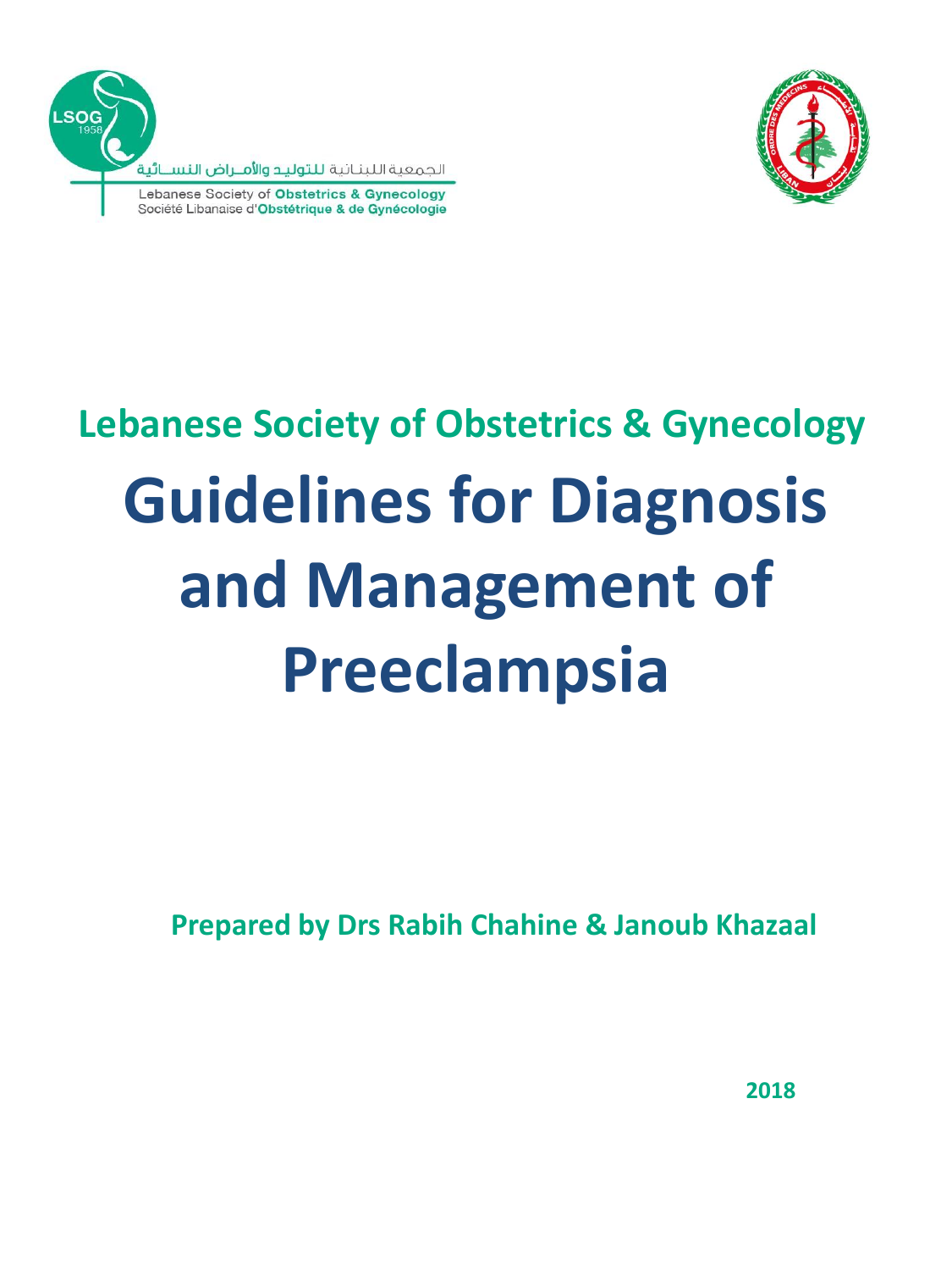الجمعية اللبنانية للتوليد والأمراض النسائية

Lebanese Society of **Obstetrics & Gynecology**

Société Libanaise d'**Obstétrique & de Gynécologie**

## Lebanese Society of Obstetrics & Gynecology

# Guidelines for Diagnosis and Management of Preeclampsia

**Prepared by Drs Rabih Chahine & Janoub Khazaal**

**2018**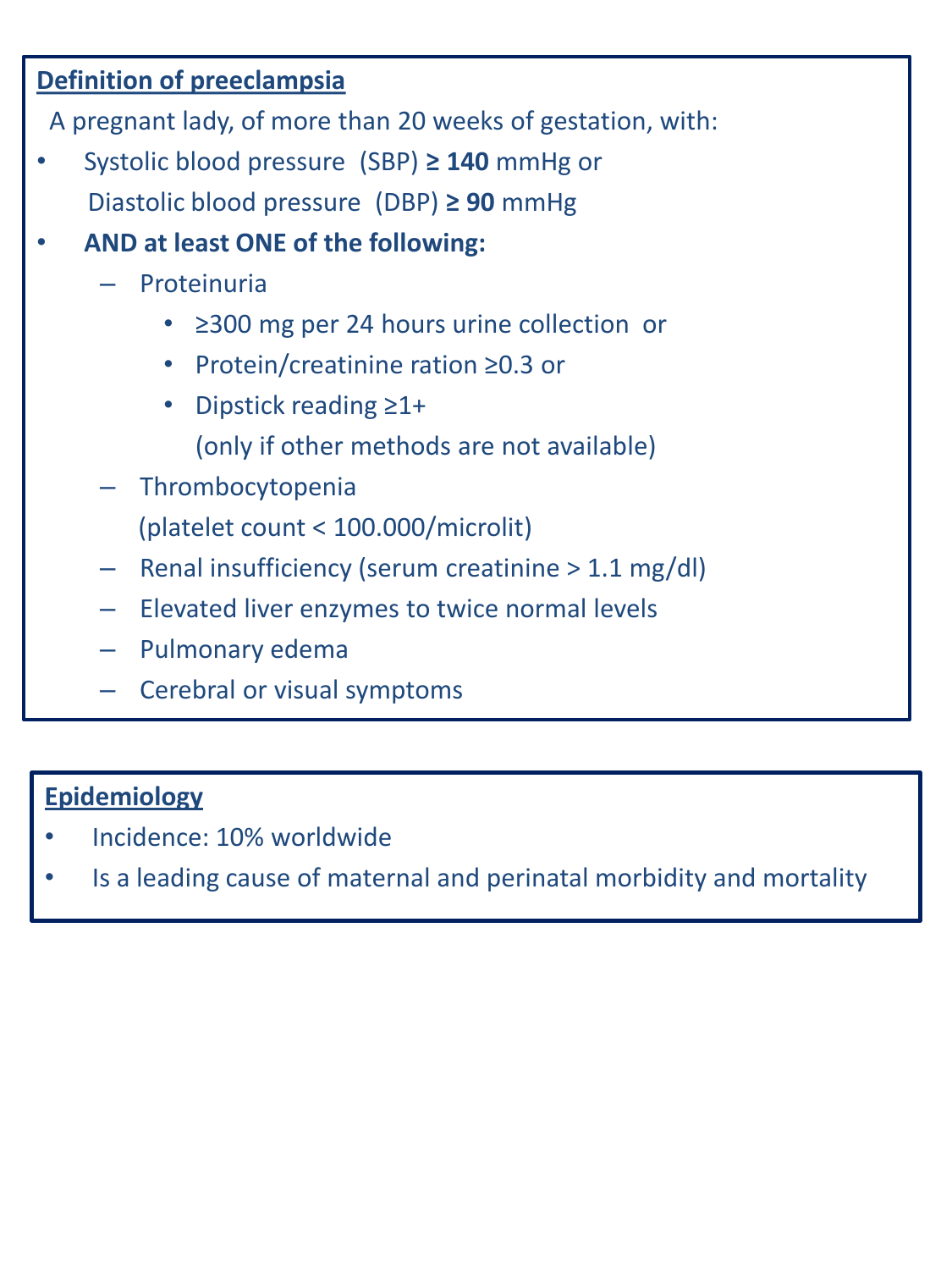## Definition of preeclampsia

A pregnant lady, of more than 20 weeks of gestation, with:

- Systolic blood pressure (SBP) **≥ 140** mmHg or
  Diastolic blood pressure (DBP) **≥ 90** mmHg
- **AND at least ONE of the following:**
  - Proteinuria
    - ≥300 mg per 24 hours urine collection or
    - Protein/creatinine ration ≥0.3 or
    - Dipstick reading ≥1+
      (only if other methods are not available)
  - Thrombocytopenia
    (platelet count < 100.000/microlit)
  - Renal insufficiency (serum creatinine > 1.1 mg/dl)
  - Elevated liver enzymes to twice normal levels
  - Pulmonary edema
  - Cerebral or visual symptoms

## Epidemiology

- Incidence: 10% worldwide
- Is a leading cause of maternal and perinatal morbidity and mortality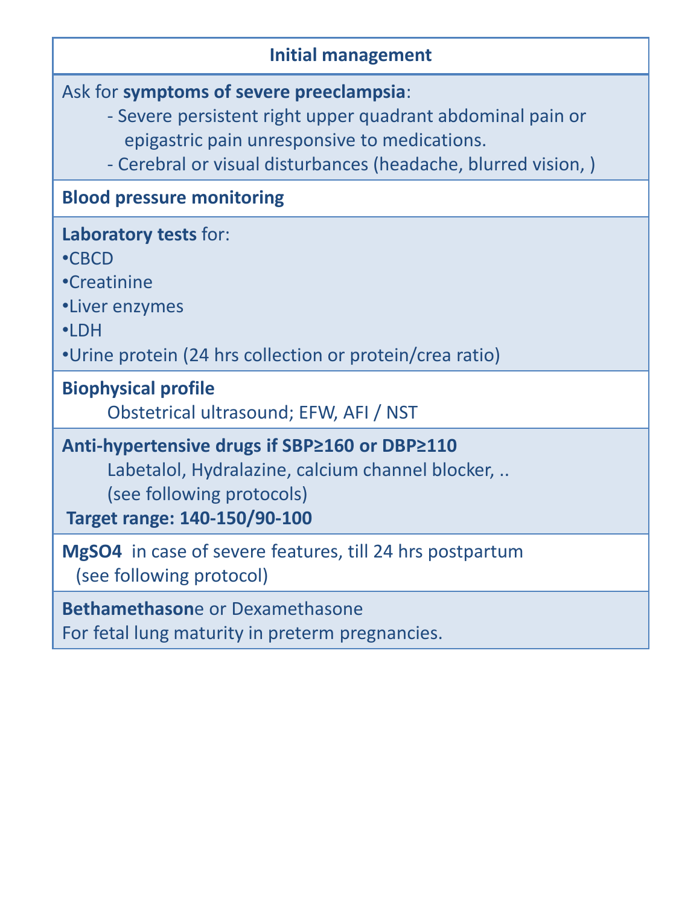## Initial management

Ask for **symptoms of severe preeclampsia**:

- Severe persistent right upper quadrant abdominal pain or epigastric pain unresponsive to medications.
- Cerebral or visual disturbances (headache, blurred vision, )

**Blood pressure monitoring**

**Laboratory tests** for:

- CBCD
- Creatinine
- Liver enzymes
- LDH
- Urine protein (24 hrs collection or protein/crea ratio)

**Biophysical profile**

Obstetrical ultrasound; EFW, AFI / NST

**Anti-hypertensive drugs if SBP≥160 or DBP≥110**

Labetalol, Hydralazine, calcium channel blocker, ..
(see following protocols)

**Target range: 140-150/90-100**

**MgSO4** in case of severe features, till 24 hrs postpartum
(see following protocol)

**Bethamethason**e or Dexamethasone
For fetal lung maturity in preterm pregnancies.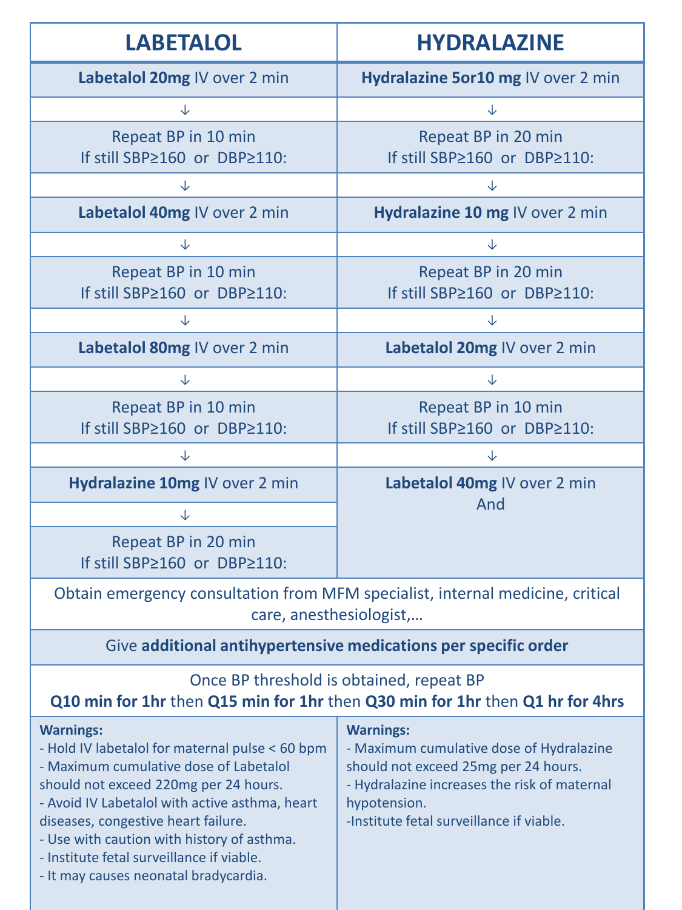| LABETALOL | HYDRALAZINE |
|---|---|
| **Labetalol 20mg** IV over 2 min | **Hydralazine 5or10 mg** IV over 2 min |
| ↓ | ↓ |
| Repeat BP in 10 min<br>If still SBP≥160 or DBP≥110: | Repeat BP in 20 min<br>If still SBP≥160 or DBP≥110: |
| ↓ | ↓ |
| **Labetalol 40mg** IV over 2 min | **Hydralazine 10 mg** IV over 2 min |
| ↓ | ↓ |
| Repeat BP in 10 min<br>If still SBP≥160 or DBP≥110: | Repeat BP in 20 min<br>If still SBP≥160 or DBP≥110: |
| ↓ | ↓ |
| **Labetalol 80mg** IV over 2 min | **Labetalol 20mg** IV over 2 min |
| ↓ | ↓ |
| Repeat BP in 10 min<br>If still SBP≥160 or DBP≥110: | Repeat BP in 10 min<br>If still SBP≥160 or DBP≥110: |
| ↓ | ↓ |
| **Hydralazine 10mg** IV over 2 min<br>↓<br>Repeat BP in 20 min<br>If still SBP≥160 or DBP≥110: | **Labetalol 40mg** IV over 2 min<br>And |
| Obtain emergency consultation from MFM specialist, internal medicine, critical care, anesthesiologist,… | |
| Give **additional antihypertensive medications per specific order** | |
| Once BP threshold is obtained, repeat BP<br>**Q10 min for 1hr** then **Q15 min for 1hr** then **Q30 min for 1hr** then **Q1 hr for 4hrs** | |
| **Warnings:**<br>- Hold IV labetalol for maternal pulse < 60 bpm<br>- Maximum cumulative dose of Labetalol should not exceed 220mg per 24 hours.<br>- Avoid IV Labetalol with active asthma, heart diseases, congestive heart failure.<br>- Use with caution with history of asthma.<br>- Institute fetal surveillance if viable.<br>- It may causes neonatal bradycardia. | **Warnings:**<br>- Maximum cumulative dose of Hydralazine should not exceed 25mg per 24 hours.<br>- Hydralazine increases the risk of maternal hypotension.<br>-Institute fetal surveillance if viable. |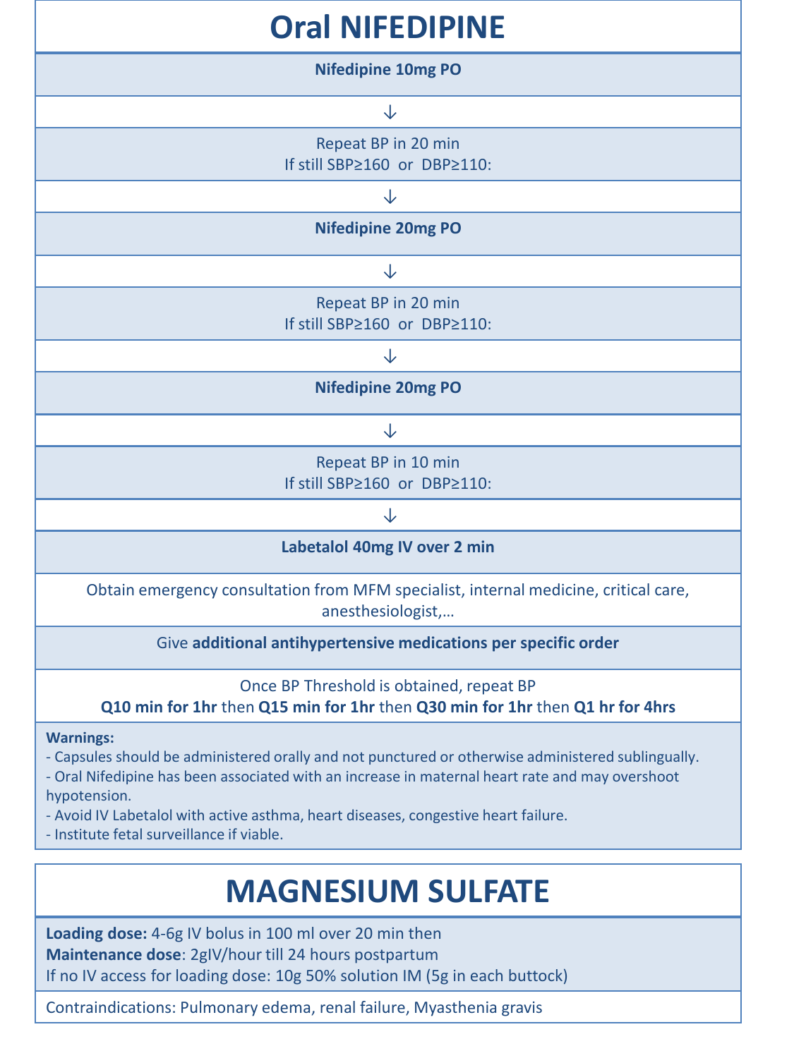# Oral NIFEDIPINE

**Nifedipine 10mg PO**

↓

Repeat BP in 20 min
If still SBP≥160 or DBP≥110:

↓

**Nifedipine 20mg PO**

↓

Repeat BP in 20 min
If still SBP≥160 or DBP≥110:

↓

**Nifedipine 20mg PO**

↓

Repeat BP in 10 min
If still SBP≥160 or DBP≥110:

↓

**Labetalol 40mg IV over 2 min**

Obtain emergency consultation from MFM specialist, internal medicine, critical care, anesthesiologist,…

Give **additional antihypertensive medications per specific order**

Once BP Threshold is obtained, repeat BP
**Q10 min for 1hr** then **Q15 min for 1hr** then **Q30 min for 1hr** then **Q1 hr for 4hrs**

**Warnings:**
- Capsules should be administered orally and not punctured or otherwise administered sublingually.
- Oral Nifedipine has been associated with an increase in maternal heart rate and may overshoot hypotension.
- Avoid IV Labetalol with active asthma, heart diseases, congestive heart failure.
- Institute fetal surveillance if viable.

# MAGNESIUM SULFATE

**Loading dose:** 4-6g IV bolus in 100 ml over 20 min then
**Maintenance dose**: 2gIV/hour till 24 hours postpartum
If no IV access for loading dose: 10g 50% solution IM (5g in each buttock)

Contraindications: Pulmonary edema, renal failure, Myasthenia gravis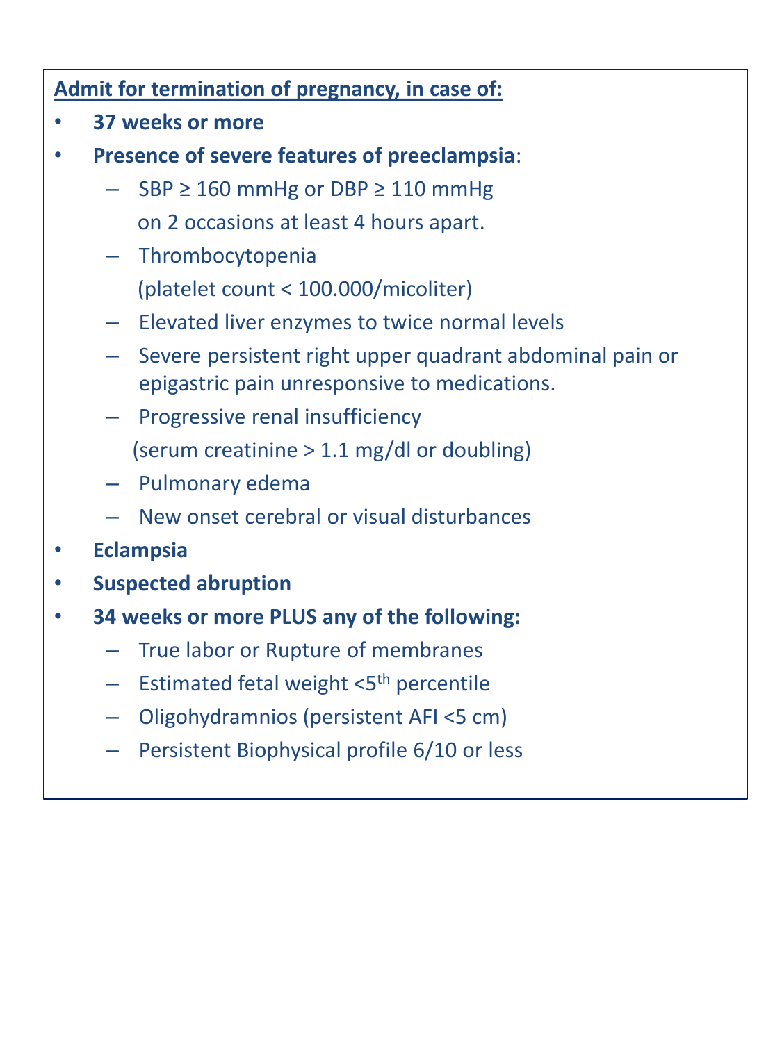<u>**Admit for termination of pregnancy, in case of:**</u>

- **37 weeks or more**
- **Presence of severe features of preeclampsia**:
  - SBP ≥ 160 mmHg or DBP ≥ 110 mmHg on 2 occasions at least 4 hours apart.
  - Thrombocytopenia (platelet count < 100.000/micoliter)
  - Elevated liver enzymes to twice normal levels
  - Severe persistent right upper quadrant abdominal pain or epigastric pain unresponsive to medications.
  - Progressive renal insufficiency (serum creatinine > 1.1 mg/dl or doubling)
  - Pulmonary edema
  - New onset cerebral or visual disturbances
- **Eclampsia**
- **Suspected abruption**
- **34 weeks or more PLUS any of the following:**
  - True labor or Rupture of membranes
  - Estimated fetal weight <$5^{th}$ percentile
  - Oligohydramnios (persistent AFI <5 cm)
  - Persistent Biophysical profile 6/10 or less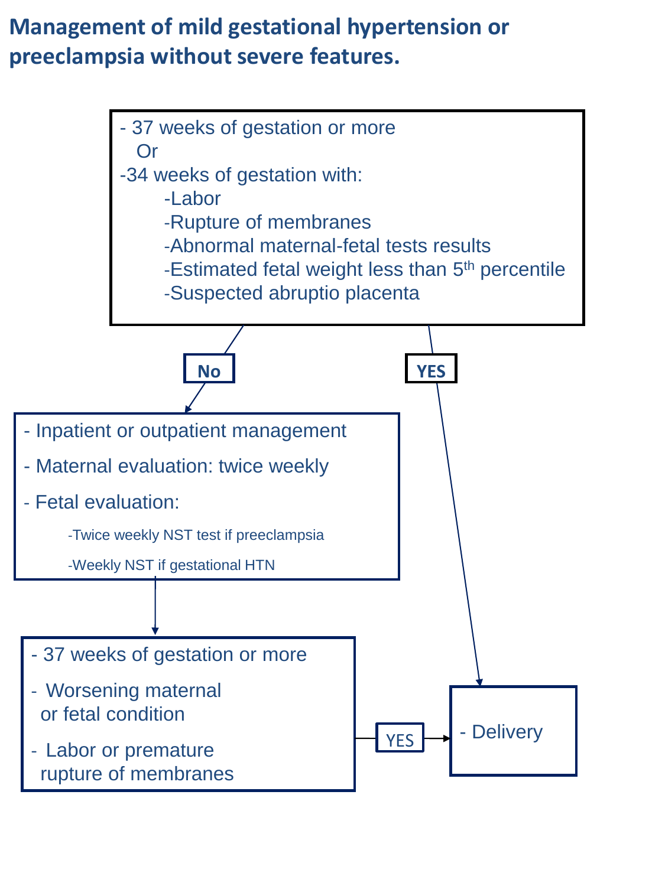# Management of mild gestational hypertension or preeclampsia without severe features.

- 37 weeks of gestation or more
  Or
- 34 weeks of gestation with:
  - Labor
  - Rupture of membranes
  - Abnormal maternal-fetal tests results
  - Estimated fetal weight less than 5th percentile
  - Suspected abruptio placenta

**No**

- Inpatient or outpatient management
- Maternal evaluation: twice weekly
- Fetal evaluation:
  - Twice weekly NST test if preeclampsia
  - Weekly NST if gestational HTN

↓

- 37 weeks of gestation or more
- Worsening maternal or fetal condition
- Labor or premature rupture of membranes

**YES** → Delivery

**YES**

- Delivery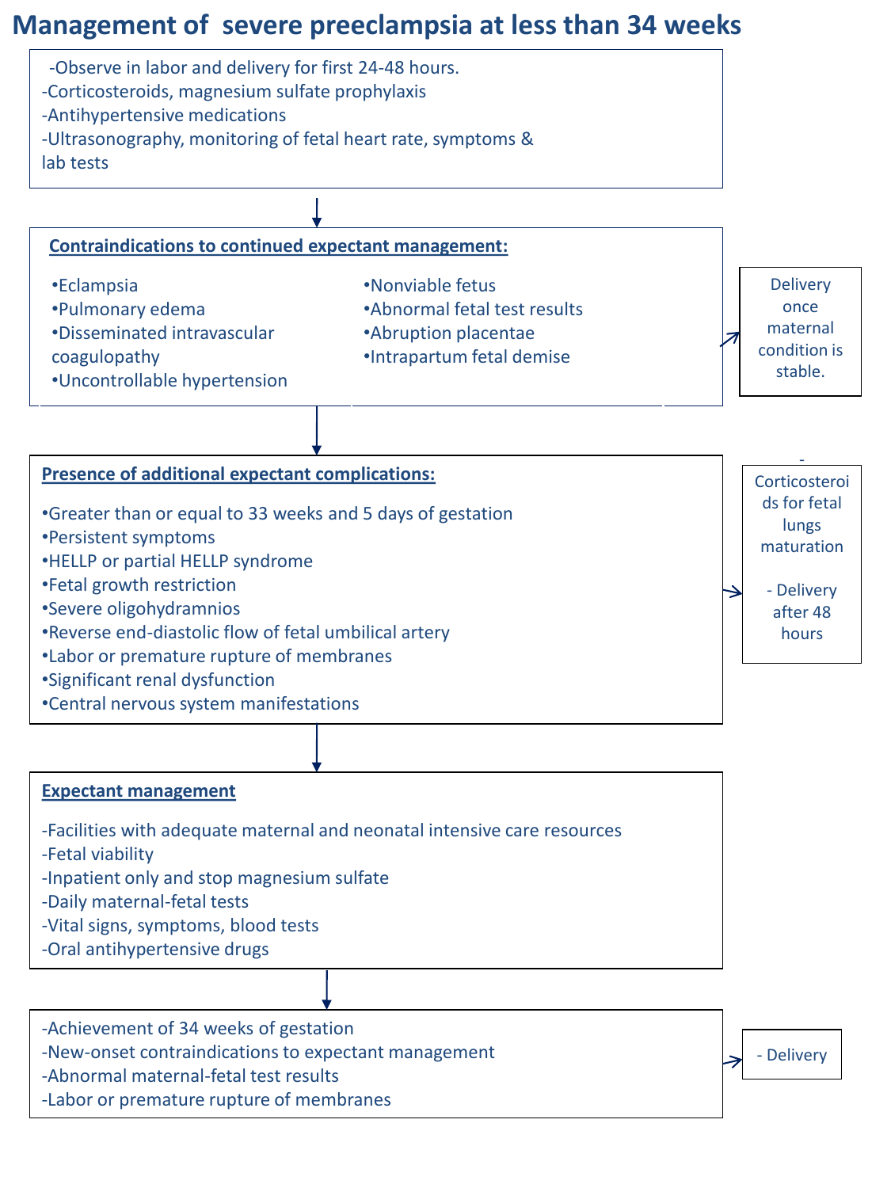# Management of severe preeclampsia at less than 34 weeks

-Observe in labor and delivery for first 24-48 hours.
-Corticosteroids, magnesium sulfate prophylaxis
-Antihypertensive medications
-Ultrasonography, monitoring of fetal heart rate, symptoms & lab tests

↓

**Contraindications to continued expectant management:**

- •Eclampsia
- •Pulmonary edema
- •Disseminated intravascular coagulopathy
- •Uncontrollable hypertension
- •Nonviable fetus
- •Abnormal fetal test results
- •Abruption placentae
- •Intrapartum fetal demise

→ Delivery once maternal condition is stable.

↓

**Presence of additional expectant complications:**

- •Greater than or equal to 33 weeks and 5 days of gestation
- •Persistent symptoms
- •HELLP or partial HELLP syndrome
- •Fetal growth restriction
- •Severe oligohydramnios
- •Reverse end-diastolic flow of fetal umbilical artery
- •Labor or premature rupture of membranes
- •Significant renal dysfunction
- •Central nervous system manifestations

→ - Corticosteroids for fetal lungs maturation
- Delivery after 48 hours

↓

**Expectant management**

-Facilities with adequate maternal and neonatal intensive care resources
-Fetal viability
-Inpatient only and stop magnesium sulfate
-Daily maternal-fetal tests
-Vital signs, symptoms, blood tests
-Oral antihypertensive drugs

↓

-Achievement of 34 weeks of gestation
-New-onset contraindications to expectant management
-Abnormal maternal-fetal test results
-Labor or premature rupture of membranes

→ - Delivery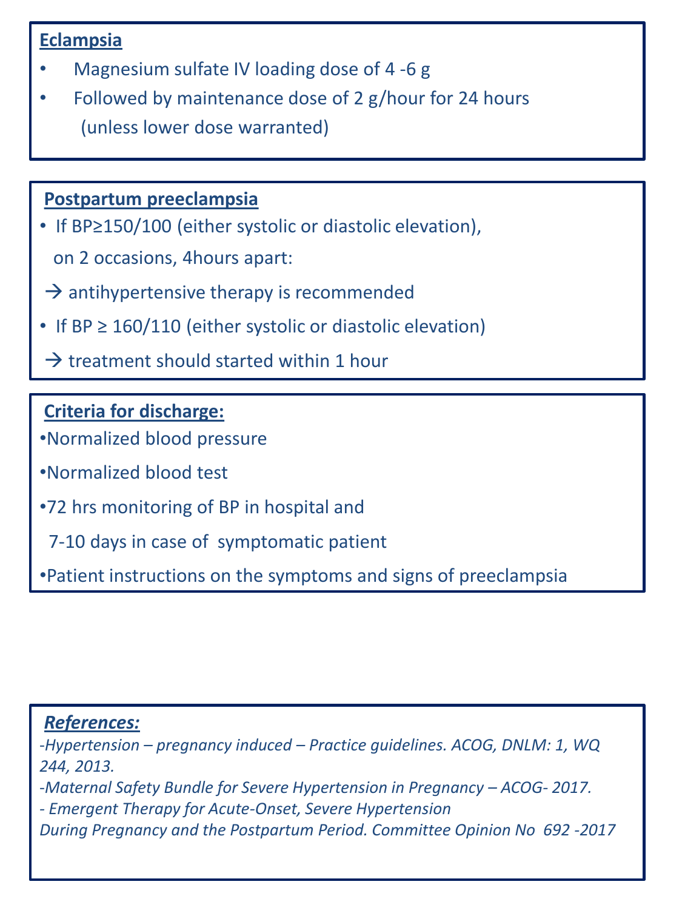**Eclampsia**

- Magnesium sulfate IV loading dose of 4 -6 g
- Followed by maintenance dose of 2 g/hour for 24 hours (unless lower dose warranted)

**Postpartum preeclampsia**

- If BP≥150/100 (either systolic or diastolic elevation), on 2 occasions, 4hours apart:

  → antihypertensive therapy is recommended

- If BP ≥ 160/110 (either systolic or diastolic elevation)

  → treatment should started within 1 hour

**Criteria for discharge:**

- Normalized blood pressure
- Normalized blood test
- 72 hrs monitoring of BP in hospital and 7-10 days in case of symptomatic patient
- Patient instructions on the symptoms and signs of preeclampsia

***References:***

*-Hypertension – pregnancy induced – Practice guidelines. ACOG, DNLM: 1, WQ 244, 2013.*

*-Maternal Safety Bundle for Severe Hypertension in Pregnancy – ACOG- 2017.*

*- Emergent Therapy for Acute-Onset, Severe Hypertension During Pregnancy and the Postpartum Period. Committee Opinion No 692 -2017*